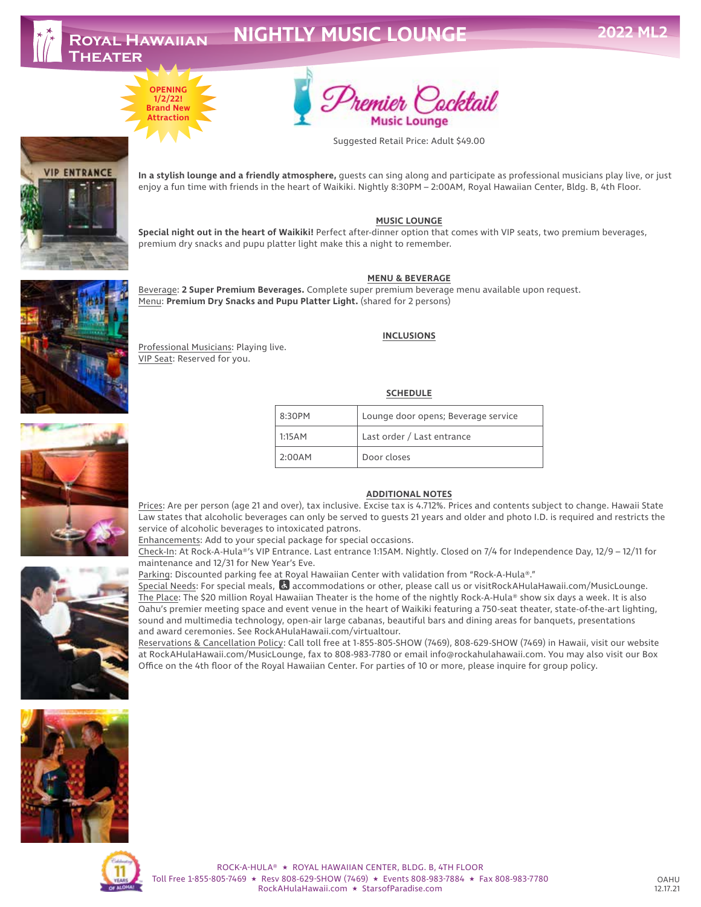# ROYAL HAWAIIAN THEATER — NIGHTLY MUSIC LOUNGE

**2022 ML2**

OPENING 1/2/22! Brand New Attraction

## Premier Cocktail Music Lounge

Suggested Retail Price: Adult $49.00

**In a stylish lounge and a friendly atmosphere,** guests can sing along and participate as professional musicians play live, or just enjoy a fun time with friends in the heart of Waikiki. Nightly 8:30PM – 2:00AM, Royal Hawaiian Center, Bldg. B, 4th Floor.

### MUSIC LOUNGE

**Special night out in the heart of Waikiki!** Perfect after-dinner option that comes with VIP seats, two premium beverages, premium dry snacks and pupu platter light make this a night to remember.

### MENU & BEVERAGE

Beverage: **2 Super Premium Beverages.** Complete super premium beverage menu available upon request.
Menu: **Premium Dry Snacks and Pupu Platter Light.** (shared for 2 persons)

### INCLUSIONS

Professional Musicians: Playing live.
VIP Seat: Reserved for you.

### SCHEDULE

| Time | Activity |
|---|---|
| 8:30PM | Lounge door opens; Beverage service |
| 1:15AM | Last order / Last entrance |
| 2:00AM | Door closes |

### ADDITIONAL NOTES

Prices: Are per person (age 21 and over), tax inclusive. Excise tax is 4.712%. Prices and contents subject to change. Hawaii State Law states that alcoholic beverages can only be served to guests 21 years and older and photo I.D. is required and restricts the service of alcoholic beverages to intoxicated patrons.
Enhancements: Add to your special package for special occasions.
Check-In: At Rock-A-Hula®'s VIP Entrance. Last entrance 1:15AM. Nightly. Closed on 7/4 for Independence Day, 12/9 – 12/11 for maintenance and 12/31 for New Year's Eve.
Parking: Discounted parking fee at Royal Hawaiian Center with validation from "Rock-A-Hula®."
Special Needs: For special meals, ♿ accommodations or other, please call us or visitRockAHulaHawaii.com/MusicLounge.
The Place: The $20 million Royal Hawaiian Theater is the home of the nightly Rock-A-Hula® show six days a week. It is also Oahu's premier meeting space and event venue in the heart of Waikiki featuring a 750-seat theater, state-of-the-art lighting, sound and multimedia technology, open-air large cabanas, beautiful bars and dining areas for banquets, presentations and award ceremonies. See RockAHulaHawaii.com/virtualtour.
Reservations & Cancellation Policy: Call toll free at 1-855-805-SHOW (7469), 808-629-SHOW (7469) in Hawaii, visit our website at RockAHulaHawaii.com/MusicLounge, fax to 808-983-7780 or email info@rockahulahawaii.com. You may also visit our Box Office on the 4th floor of the Royal Hawaiian Center. For parties of 10 or more, please inquire for group policy.

ROCK-A-HULA® ★ ROYAL HAWAIIAN CENTER, BLDG. B, 4TH FLOOR
Toll Free 1-855-805-7469 ★ Resv 808-629-SHOW (7469) ★ Events 808-983-7884 ★ Fax 808-983-7780
RockAHulaHawaii.com ★ StarsofParadise.com

OAHU 12.17.21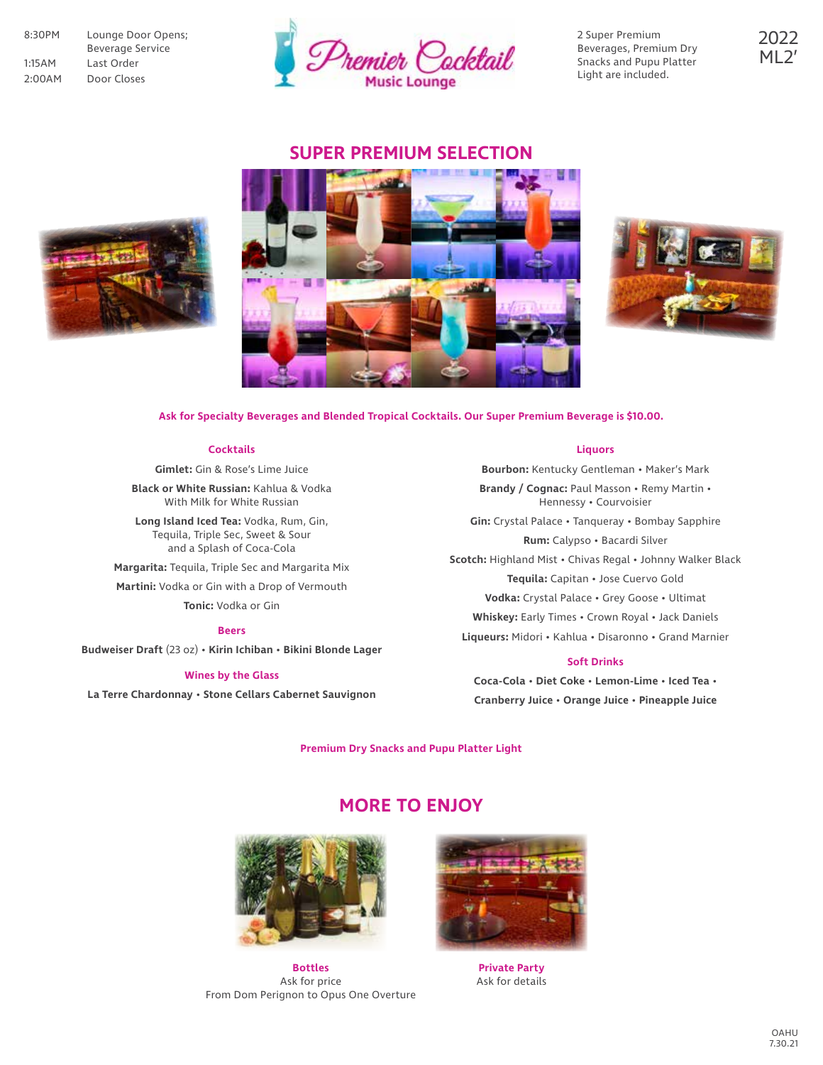| | |
|---|---|
| 8:30PM | Lounge Door Opens; Beverage Service |
| 1:15AM | Last Order |
| 2:00AM | Door Closes |

# Premier Cocktail
Music Lounge

2 Super Premium Beverages, Premium Dry Snacks and Pupu Platter Light are included.

2022
ML2'

## SUPER PREMIUM SELECTION

**Ask for Specialty Beverages and Blended Tropical Cocktails. Our Super Premium Beverage is $10.00.**

### Cocktails

**Gimlet:** Gin & Rose's Lime Juice

**Black or White Russian:** Kahlua & Vodka With Milk for White Russian

**Long Island Iced Tea:** Vodka, Rum, Gin, Tequila, Triple Sec, Sweet & Sour and a Splash of Coca-Cola

**Margarita:** Tequila, Triple Sec and Margarita Mix

**Martini:** Vodka or Gin with a Drop of Vermouth

**Tonic:** Vodka or Gin

### Beers

**Budweiser Draft** (23 oz) • **Kirin Ichiban** • **Bikini Blonde Lager**

### Wines by the Glass

**La Terre Chardonnay** • **Stone Cellars Cabernet Sauvignon**

### Liquors

**Bourbon:** Kentucky Gentleman • Maker's Mark

**Brandy / Cognac:** Paul Masson • Remy Martin • Hennessy • Courvoisier

**Gin:** Crystal Palace • Tanqueray • Bombay Sapphire

**Rum:** Calypso • Bacardi Silver

**Scotch:** Highland Mist • Chivas Regal • Johnny Walker Black

**Tequila:** Capitan • Jose Cuervo Gold

**Vodka:** Crystal Palace • Grey Goose • Ultimat

**Whiskey:** Early Times • Crown Royal • Jack Daniels

**Liqueurs:** Midori • Kahlua • Disaronno • Grand Marnier

### Soft Drinks

**Coca-Cola** • **Diet Coke** • **Lemon-Lime** • **Iced Tea** • **Cranberry Juice** • **Orange Juice** • **Pineapple Juice**

**Premium Dry Snacks and Pupu Platter Light**

## MORE TO ENJOY

**Bottles**
Ask for price
From Dom Perignon to Opus One Overture

**Private Party**
Ask for details

OAHU
7.30.21